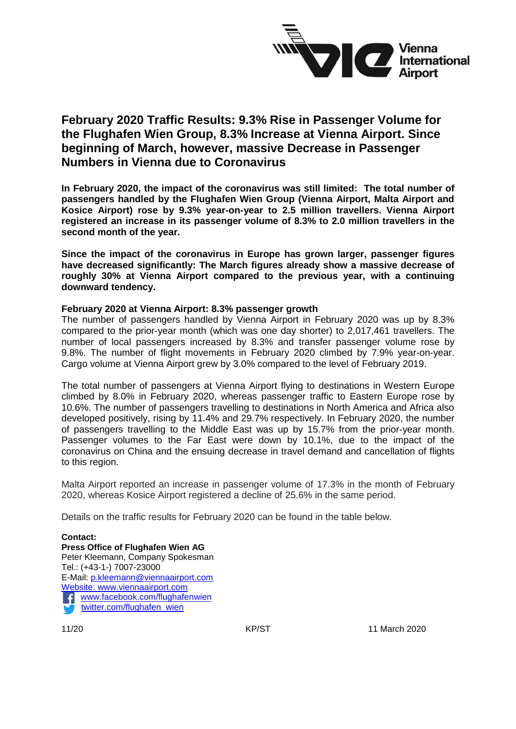# February 2020 Traffic Results: 9.3% Rise in Passenger Volume for the Flughafen Wien Group, 8.3% Increase at Vienna Airport. Since beginning of March, however, massive Decrease in Passenger Numbers in Vienna due to Coronavirus

**In February 2020, the impact of the coronavirus was still limited: The total number of passengers handled by the Flughafen Wien Group (Vienna Airport, Malta Airport and Kosice Airport) rose by 9.3% year-on-year to 2.5 million travellers. Vienna Airport registered an increase in its passenger volume of 8.3% to 2.0 million travellers in the second month of the year.**

**Since the impact of the coronavirus in Europe has grown larger, passenger figures have decreased significantly: The March figures already show a massive decrease of roughly 30% at Vienna Airport compared to the previous year, with a continuing downward tendency.**

### February 2020 at Vienna Airport: 8.3% passenger growth

The number of passengers handled by Vienna Airport in February 2020 was up by 8.3% compared to the prior-year month (which was one day shorter) to 2,017,461 travellers. The number of local passengers increased by 8.3% and transfer passenger volume rose by 9.8%. The number of flight movements in February 2020 climbed by 7.9% year-on-year. Cargo volume at Vienna Airport grew by 3.0% compared to the level of February 2019.

The total number of passengers at Vienna Airport flying to destinations in Western Europe climbed by 8.0% in February 2020, whereas passenger traffic to Eastern Europe rose by 10.6%. The number of passengers travelling to destinations in North America and Africa also developed positively, rising by 11.4% and 29.7% respectively. In February 2020, the number of passengers travelling to the Middle East was up by 15.7% from the prior-year month. Passenger volumes to the Far East were down by 10.1%, due to the impact of the coronavirus on China and the ensuing decrease in travel demand and cancellation of flights to this region.

Malta Airport reported an increase in passenger volume of 17.3% in the month of February 2020, whereas Kosice Airport registered a decline of 25.6% in the same period.

Details on the traffic results for February 2020 can be found in the table below.

**Contact:**
**Press Office of Flughafen Wien AG**
Peter Kleemann, Company Spokesman
Tel.: (+43-1-) 7007-23000
E-Mail: p.kleemann@viennaairport.com
Website: www.viennaairport.com
www.facebook.com/flughafenwien
twitter.com/flughafen_wien

11/20 KP/ST 11 March 2020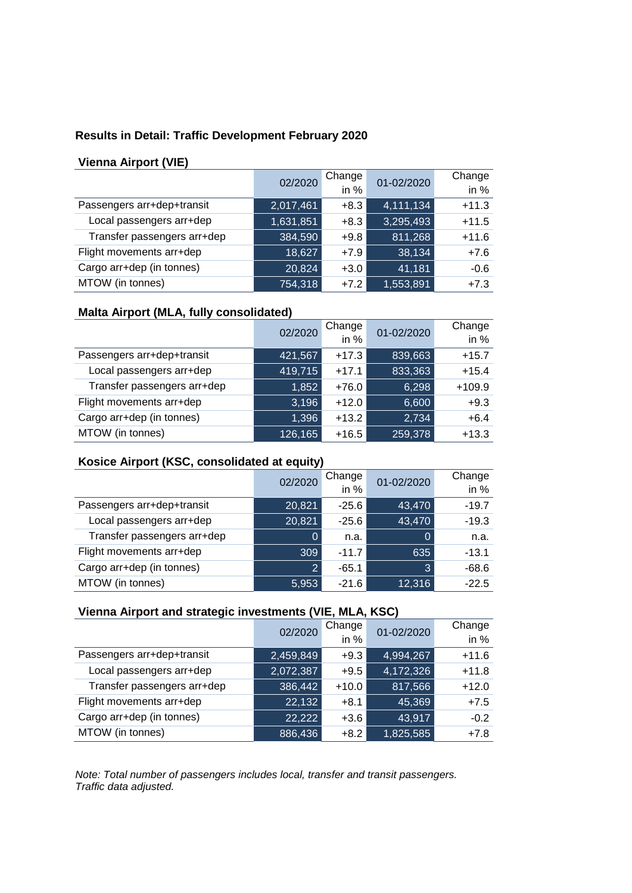**Results in Detail: Traffic Development February 2020**

### Vienna Airport (VIE)

| | 02/2020 | Change in % | 01-02/2020 | Change in % |
|---|---|---|---|---|
| Passengers arr+dep+transit | 2,017,461 | +8.3 | 4,111,134 | +11.3 |
| Local passengers arr+dep | 1,631,851 | +8.3 | 3,295,493 | +11.5 |
| Transfer passengers arr+dep | 384,590 | +9.8 | 811,268 | +11.6 |
| Flight movements arr+dep | 18,627 | +7.9 | 38,134 | +7.6 |
| Cargo arr+dep (in tonnes) | 20,824 | +3.0 | 41,181 | -0.6 |
| MTOW (in tonnes) | 754,318 | +7.2 | 1,553,891 | +7.3 |

### Malta Airport (MLA, fully consolidated)

| | 02/2020 | Change in % | 01-02/2020 | Change in % |
|---|---|---|---|---|
| Passengers arr+dep+transit | 421,567 | +17.3 | 839,663 | +15.7 |
| Local passengers arr+dep | 419,715 | +17.1 | 833,363 | +15.4 |
| Transfer passengers arr+dep | 1,852 | +76.0 | 6,298 | +109.9 |
| Flight movements arr+dep | 3,196 | +12.0 | 6,600 | +9.3 |
| Cargo arr+dep (in tonnes) | 1,396 | +13.2 | 2,734 | +6.4 |
| MTOW (in tonnes) | 126,165 | +16.5 | 259,378 | +13.3 |

### Kosice Airport (KSC, consolidated at equity)

| | 02/2020 | Change in % | 01-02/2020 | Change in % |
|---|---|---|---|---|
| Passengers arr+dep+transit | 20,821 | -25.6 | 43,470 | -19.7 |
| Local passengers arr+dep | 20,821 | -25.6 | 43,470 | -19.3 |
| Transfer passengers arr+dep | 0 | n.a. | 0 | n.a. |
| Flight movements arr+dep | 309 | -11.7 | 635 | -13.1 |
| Cargo arr+dep (in tonnes) | 2 | -65.1 | 3 | -68.6 |
| MTOW (in tonnes) | 5,953 | -21.6 | 12,316 | -22.5 |

### Vienna Airport and strategic investments (VIE, MLA, KSC)

| | 02/2020 | Change in % | 01-02/2020 | Change in % |
|---|---|---|---|---|
| Passengers arr+dep+transit | 2,459,849 | +9.3 | 4,994,267 | +11.6 |
| Local passengers arr+dep | 2,072,387 | +9.5 | 4,172,326 | +11.8 |
| Transfer passengers arr+dep | 386,442 | +10.0 | 817,566 | +12.0 |
| Flight movements arr+dep | 22,132 | +8.1 | 45,369 | +7.5 |
| Cargo arr+dep (in tonnes) | 22,222 | +3.6 | 43,917 | -0.2 |
| MTOW (in tonnes) | 886,436 | +8.2 | 1,825,585 | +7.8 |

*Note: Total number of passengers includes local, transfer and transit passengers.*
*Traffic data adjusted.*